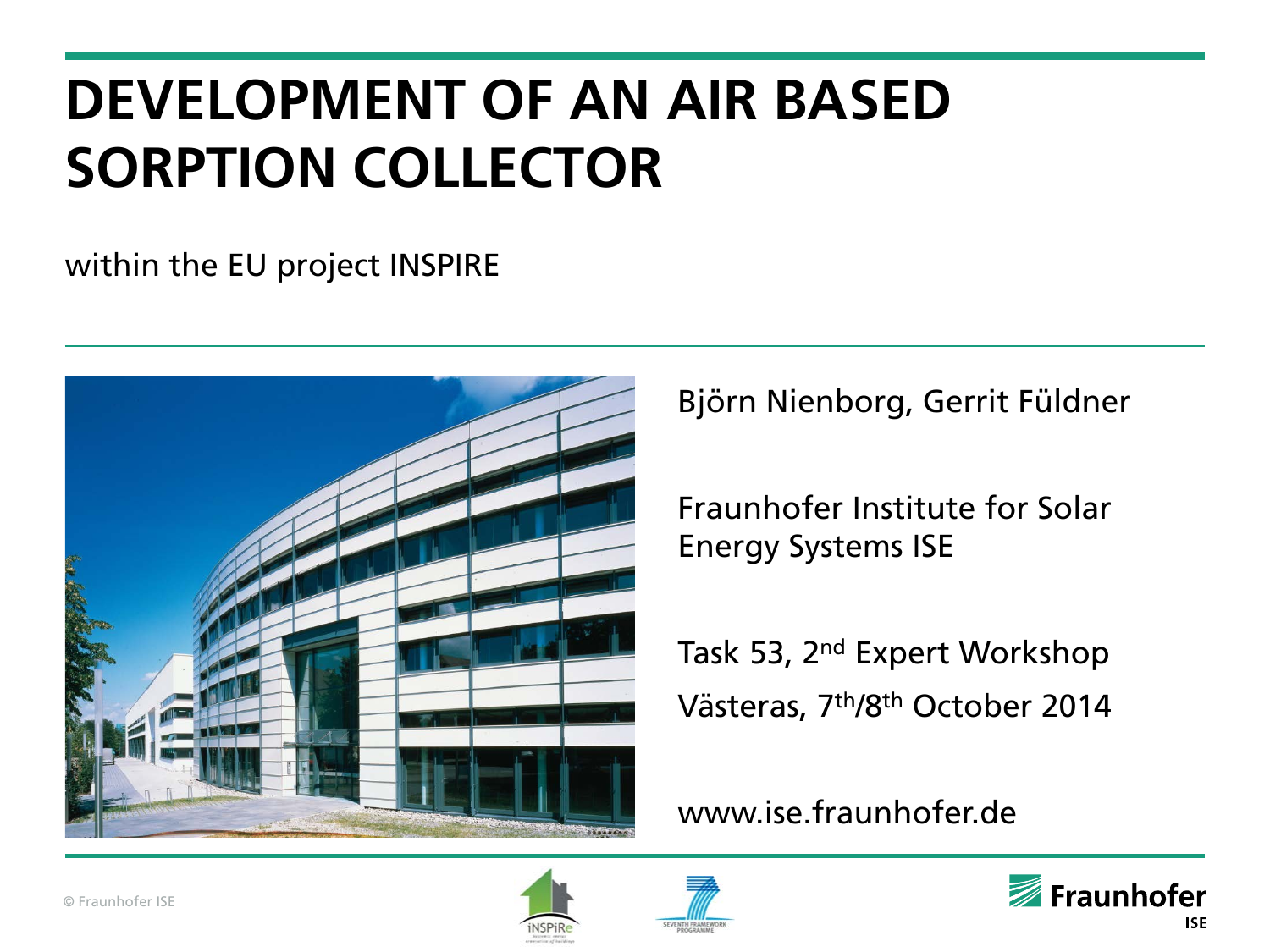# DEVELOPMENT OF AN AIR BASED SORPTION COLLECTOR

within the EU project INSPIRE

Björn Nienborg, Gerrit Füldner

Fraunhofer Institute for Solar Energy Systems ISE

Task 53, 2nd Expert Workshop

Västeras, 7th/8th October 2014

www.ise.fraunhofer.de

© Fraunhofer ISE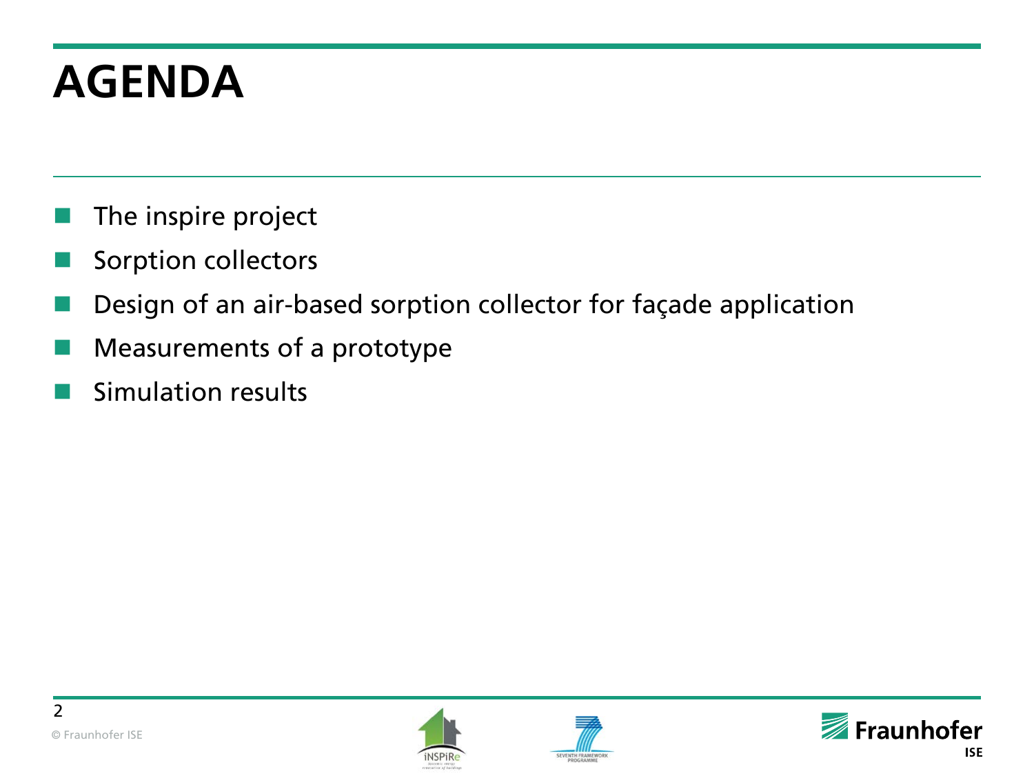# AGENDA

- The inspire project
- Sorption collectors
- Design of an air-based sorption collector for façade application
- Measurements of a prototype
- Simulation results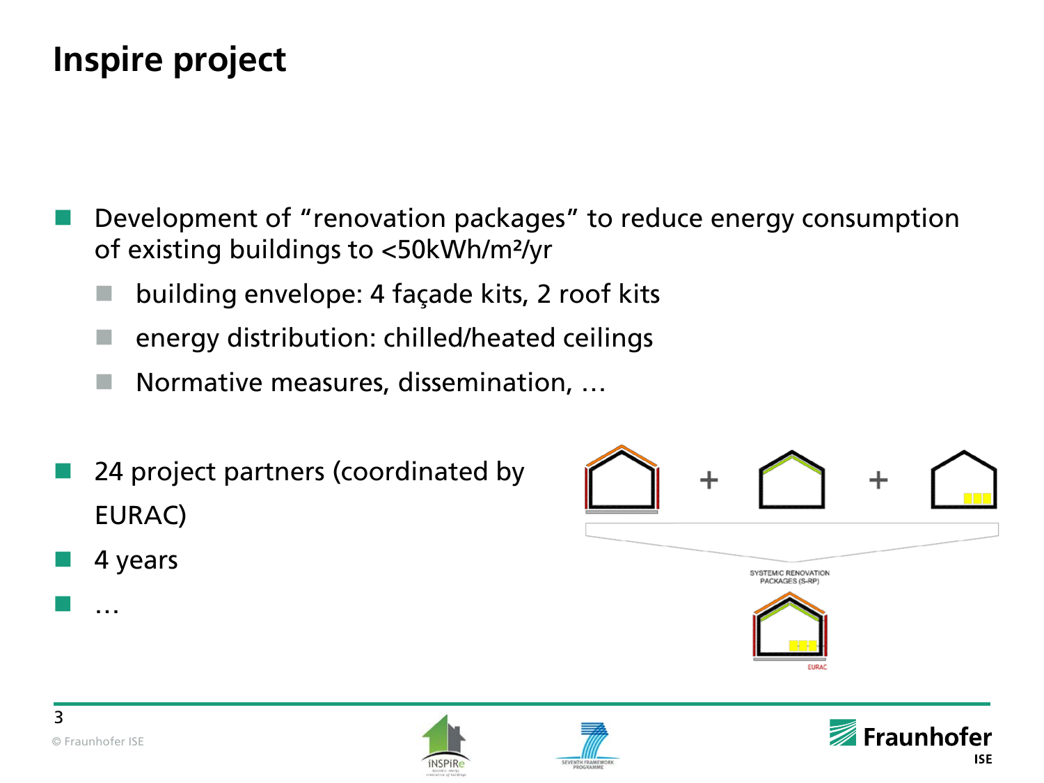# Inspire project

- Development of "renovation packages" to reduce energy consumption of existing buildings to <50kWh/m²/yr
  - building envelope: 4 façade kits, 2 roof kits
  - energy distribution: chilled/heated ceilings
  - Normative measures, dissemination, …

- 24 project partners (coordinated by EURAC)
- 4 years
- …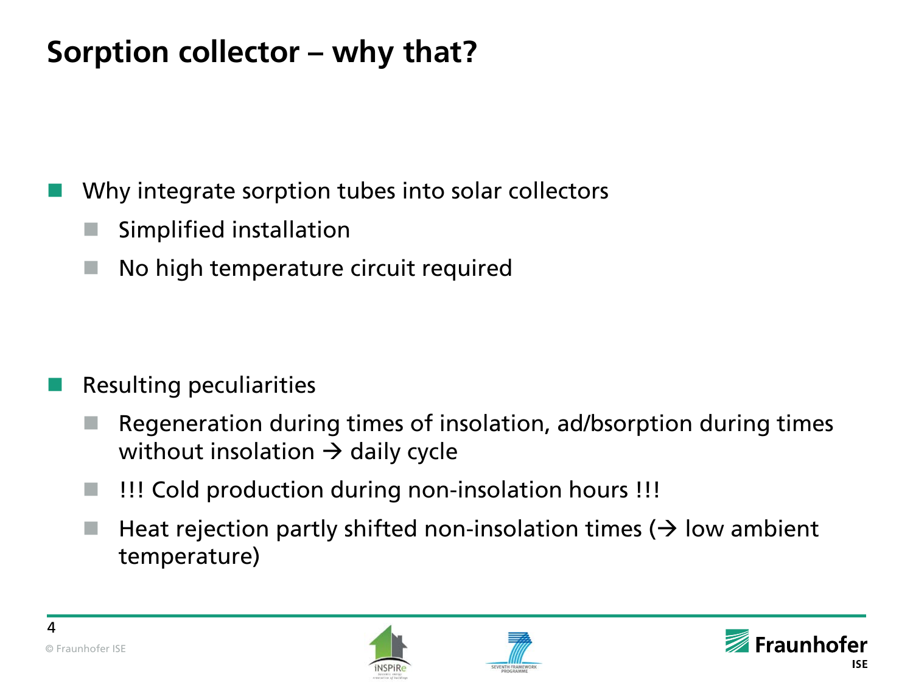# Sorption collector – why that?

- Why integrate sorption tubes into solar collectors
  - Simplified installation
  - No high temperature circuit required

- Resulting peculiarities
  - Regeneration during times of insolation, ad/bsorption during times without insolation → daily cycle
  - !!! Cold production during non-insolation hours !!!
  - Heat rejection partly shifted non-insolation times (→ low ambient temperature)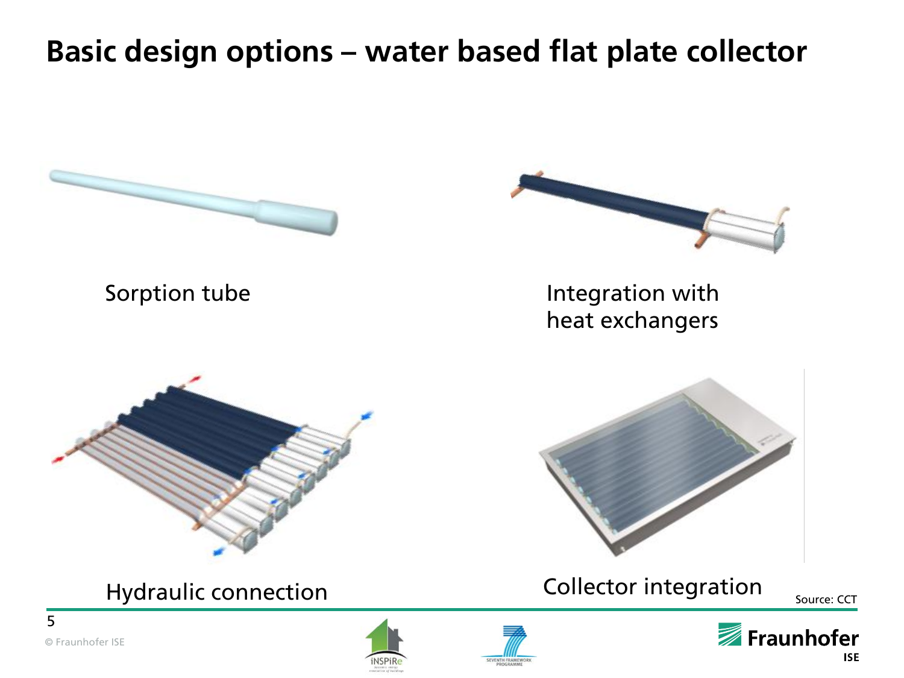# Basic design options – water based flat plate collector

Sorption tube

Integration with heat exchangers

Hydraulic connection

Collector integration

Source: CCT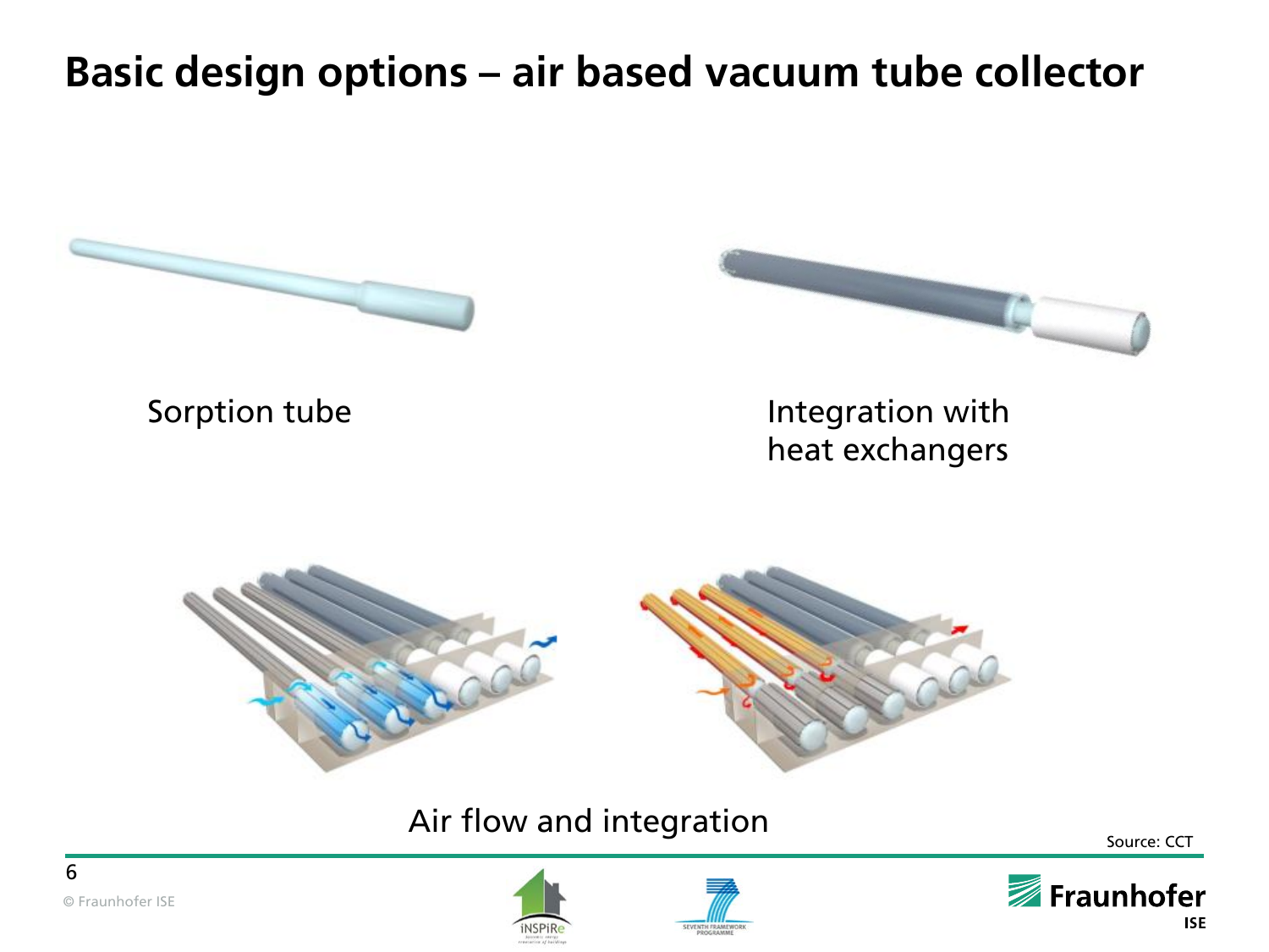# Basic design options – air based vacuum tube collector

Sorption tube

Integration with heat exchangers

Air flow and integration

Source: CCT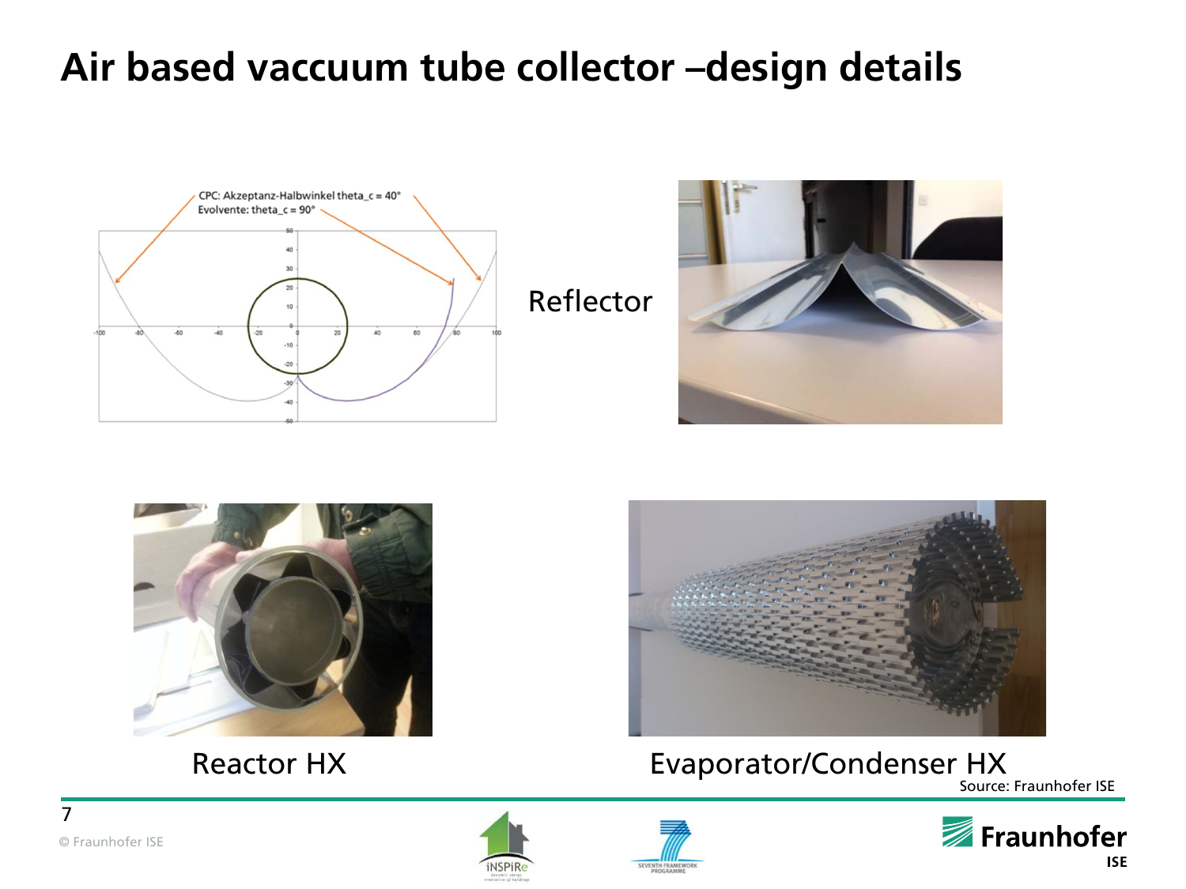# Air based vaccuum tube collector –design details

CPC: Akzeptanz-Halbwinkel theta_c = 40°
Evolvente: theta_c = 90°

Reflector

Reactor HX

Evaporator/Condenser HX

Source: Fraunhofer ISE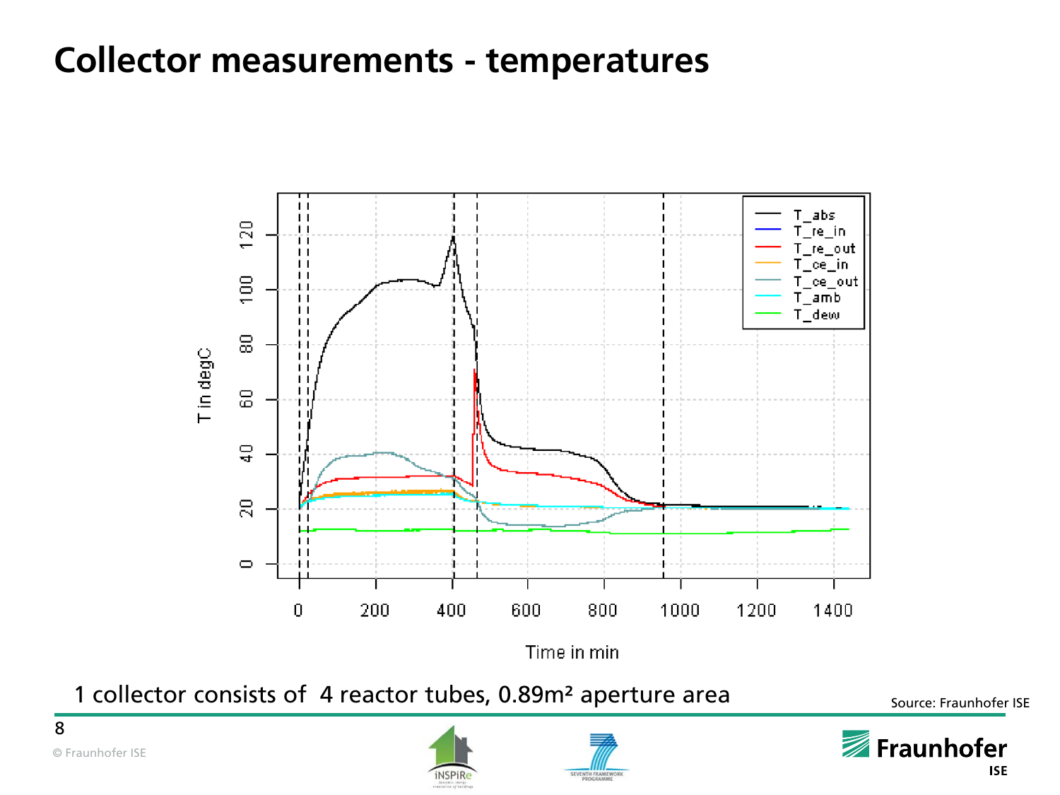# Collector measurements - temperatures

1 collector consists of 4 reactor tubes, 0.89m² aperture area

Source: Fraunhofer ISE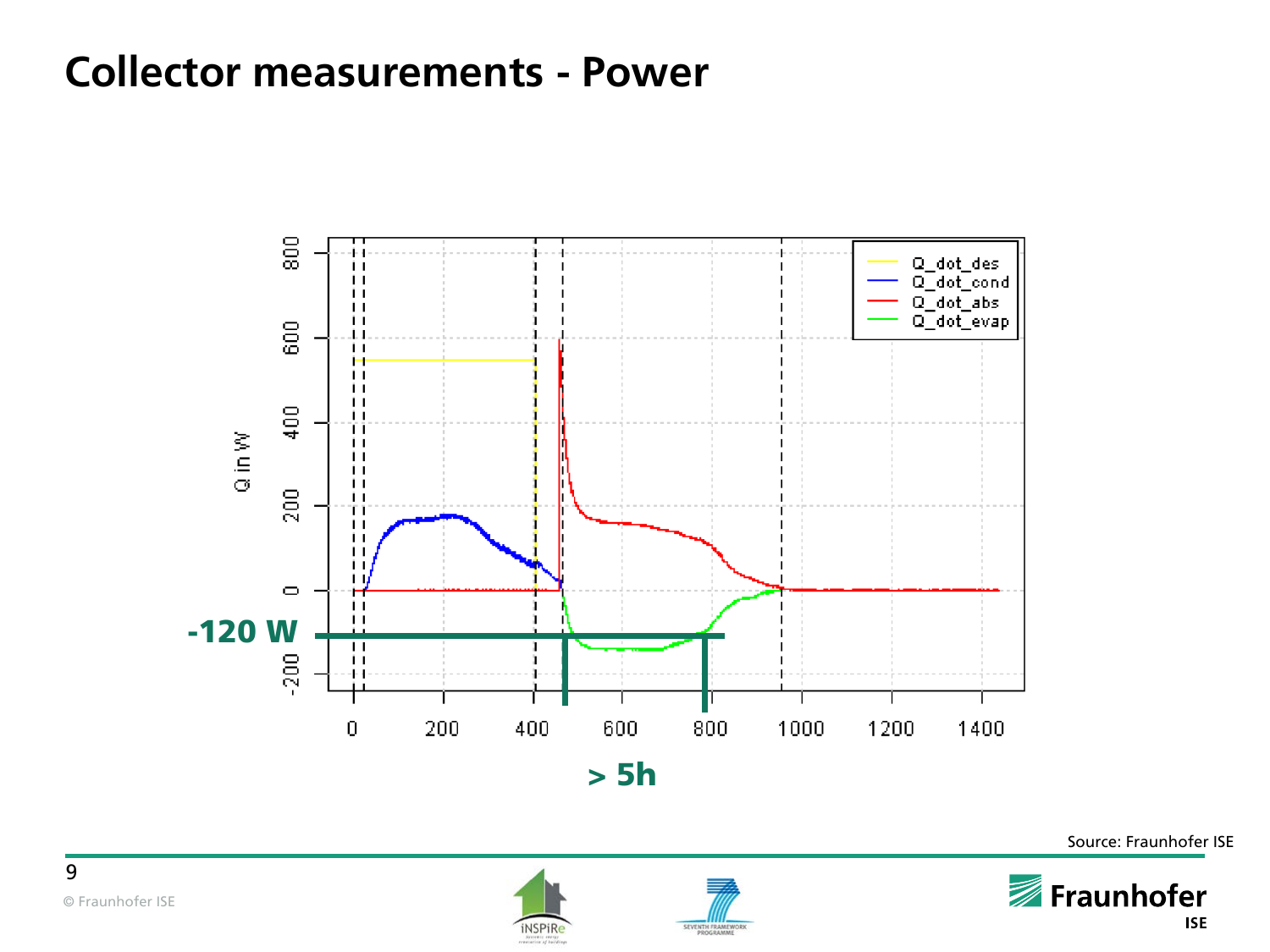# Collector measurements - Power

Q_dot_des
Q_dot_cond
Q_dot_abs
Q_dot_evap

Q in W

-120 W

> 5h

Source: Fraunhofer ISE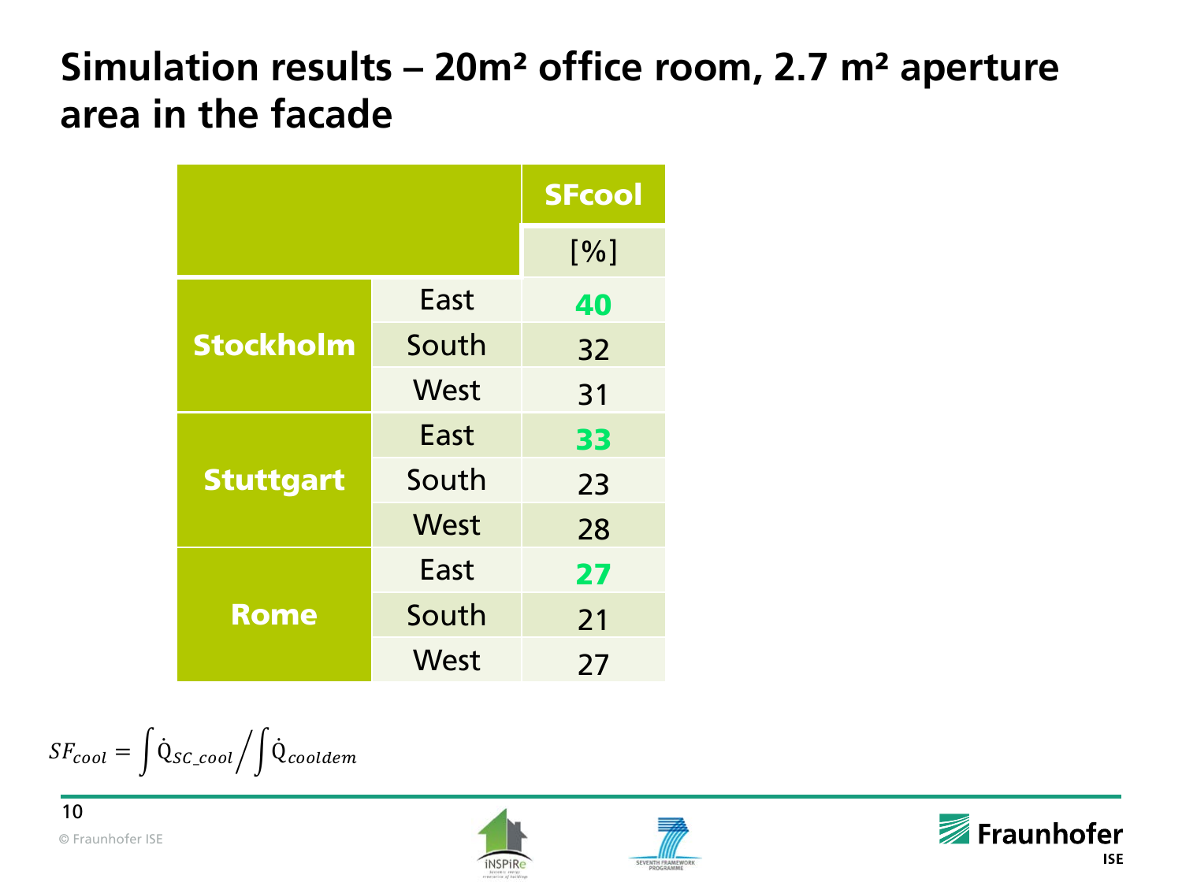# Simulation results – 20m² office room, 2.7 m² aperture area in the facade

| | | SFcool |
|---|---|---|
| | | [%] |
| Stockholm | East | **40** |
| | South | 32 |
| | West | 31 |
| Stuttgart | East | **33** |
| | South | 23 |
| | West | 28 |
| Rome | East | **27** |
| | South | 21 |
| | West | 27 |

$$SF_{cool} = \int \dot{Q}_{SC\_cool} \Big/ \int \dot{Q}_{cooldem}$$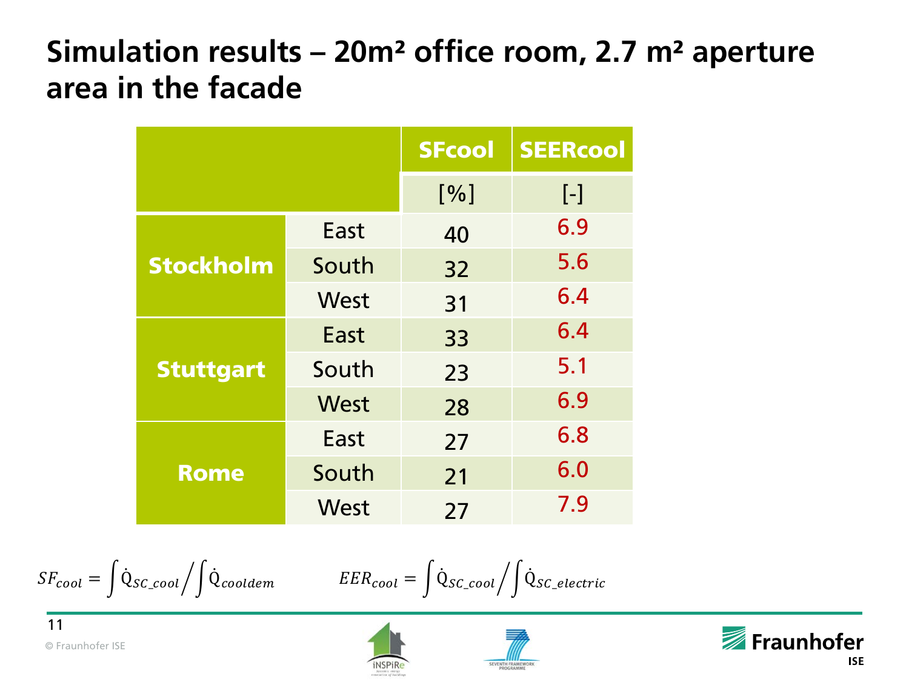# Simulation results – 20m² office room, 2.7 m² aperture area in the facade

| | | SFcool | SEERcool |
|---|---|---|---|
| | | [%] | [-] |
| Stockholm | East | 40 | 6.9 |
| | South | 32 | 5.6 |
| | West | 31 | 6.4 |
| Stuttgart | East | 33 | 6.4 |
| | South | 23 | 5.1 |
| | West | 28 | 6.9 |
| Rome | East | 27 | 6.8 |
| | South | 21 | 6.0 |
| | West | 27 | 7.9 |

$$SF_{cool} = \int \dot{Q}_{SC\_cool} \Big/ \int \dot{Q}_{cooldem} \qquad EER_{cool} = \int \dot{Q}_{SC\_cool} \Big/ \int \dot{Q}_{SC\_electric}$$

© Fraunhofer ISE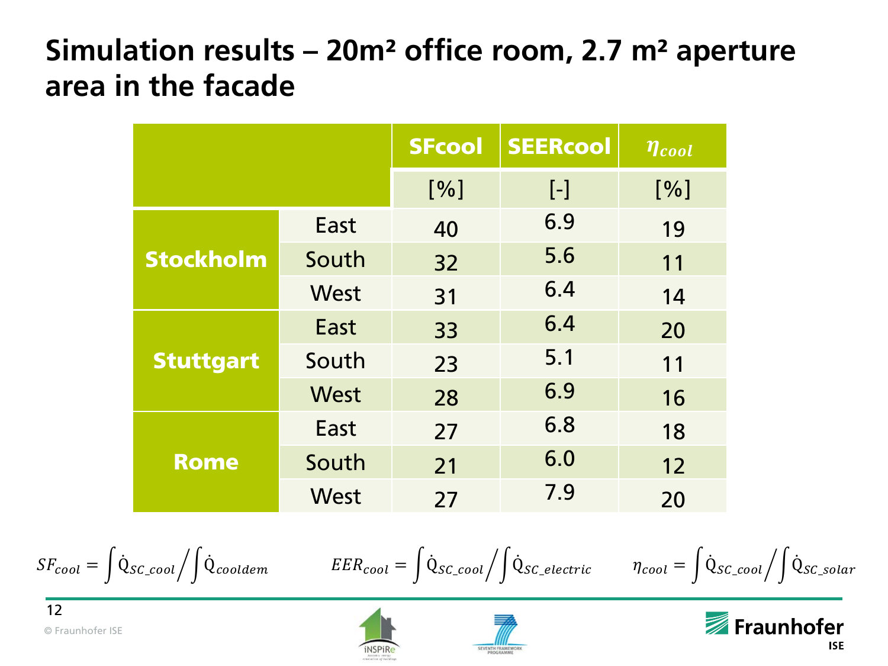# Simulation results – 20m² office room, 2.7 m² aperture area in the facade

| | | SFcool | SEERcool | $\eta_{cool}$ |
|---|---|---|---|---|
| | | [%] | [-] | [%] |
| **Stockholm** | East | 40 | 6.9 | 19 |
| | South | 32 | 5.6 | 11 |
| | West | 31 | 6.4 | 14 |
| **Stuttgart** | East | 33 | 6.4 | 20 |
| | South | 23 | 5.1 | 11 |
| | West | 28 | 6.9 | 16 |
| **Rome** | East | 27 | 6.8 | 18 |
| | South | 21 | 6.0 | 12 |
| | West | 27 | 7.9 | 20 |

$SF_{cool} = \int \dot{Q}_{SC\_cool} \Big/ \int \dot{Q}_{cooldem}$ $\quad EER_{cool} = \int \dot{Q}_{SC\_cool} \Big/ \int \dot{Q}_{SC\_electric}$ $\quad \eta_{cool} = \int \dot{Q}_{SC\_cool} \Big/ \int \dot{Q}_{SC\_solar}$

© Fraunhofer ISE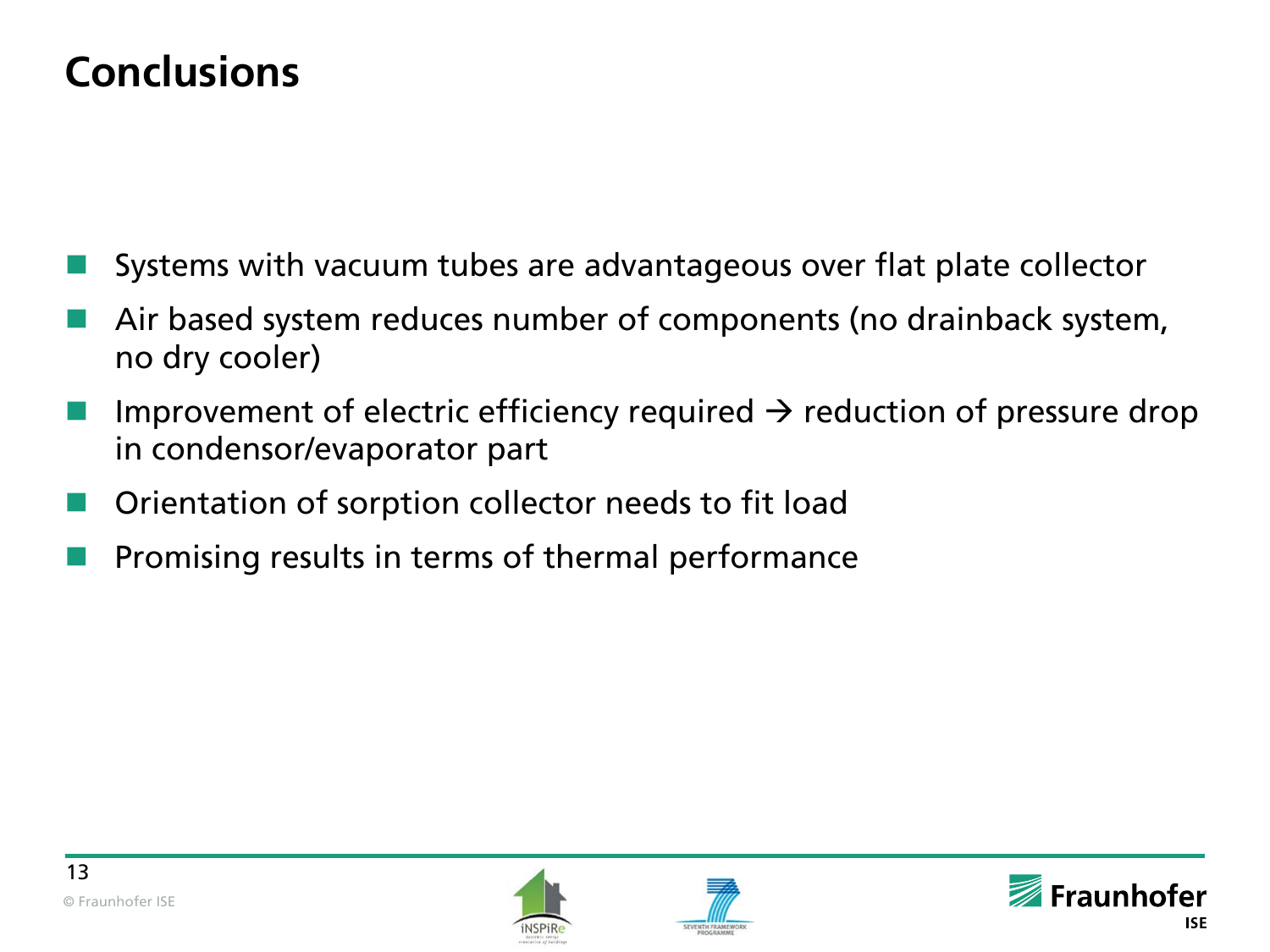# Conclusions

- Systems with vacuum tubes are advantageous over flat plate collector
- Air based system reduces number of components (no drainback system, no dry cooler)
- Improvement of electric efficiency required → reduction of pressure drop in condensor/evaporator part
- Orientation of sorption collector needs to fit load
- Promising results in terms of thermal performance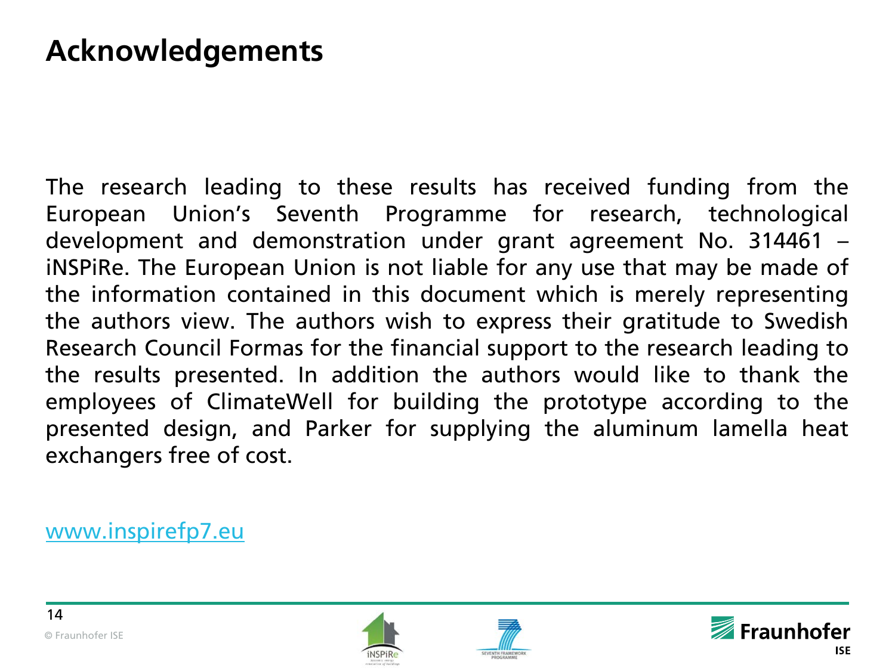# Acknowledgements

The research leading to these results has received funding from the European Union's Seventh Programme for research, technological development and demonstration under grant agreement No. 314461 – iNSPiRe. The European Union is not liable for any use that may be made of the information contained in this document which is merely representing the authors view. The authors wish to express their gratitude to Swedish Research Council Formas for the financial support to the research leading to the results presented. In addition the authors would like to thank the employees of ClimateWell for building the prototype according to the presented design, and Parker for supplying the aluminum lamella heat exchangers free of cost.

www.inspirefp7.eu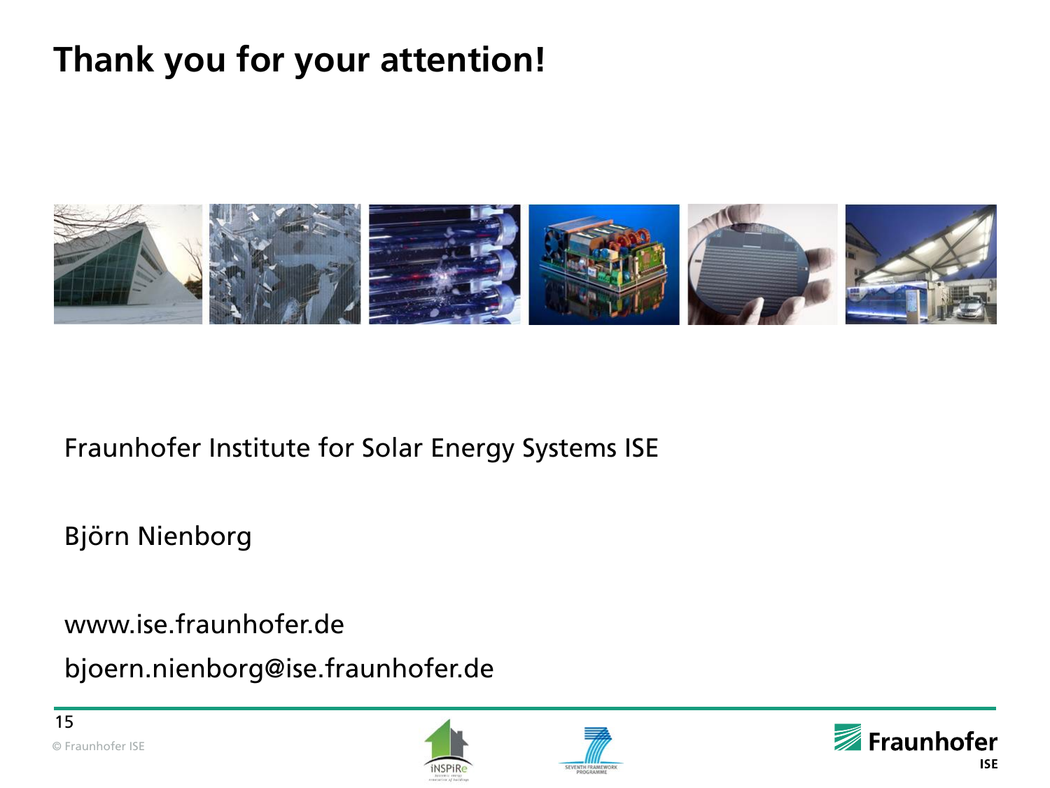# Thank you for your attention!

Fraunhofer Institute for Solar Energy Systems ISE

Björn Nienborg

www.ise.fraunhofer.de

bjoern.nienborg@ise.fraunhofer.de